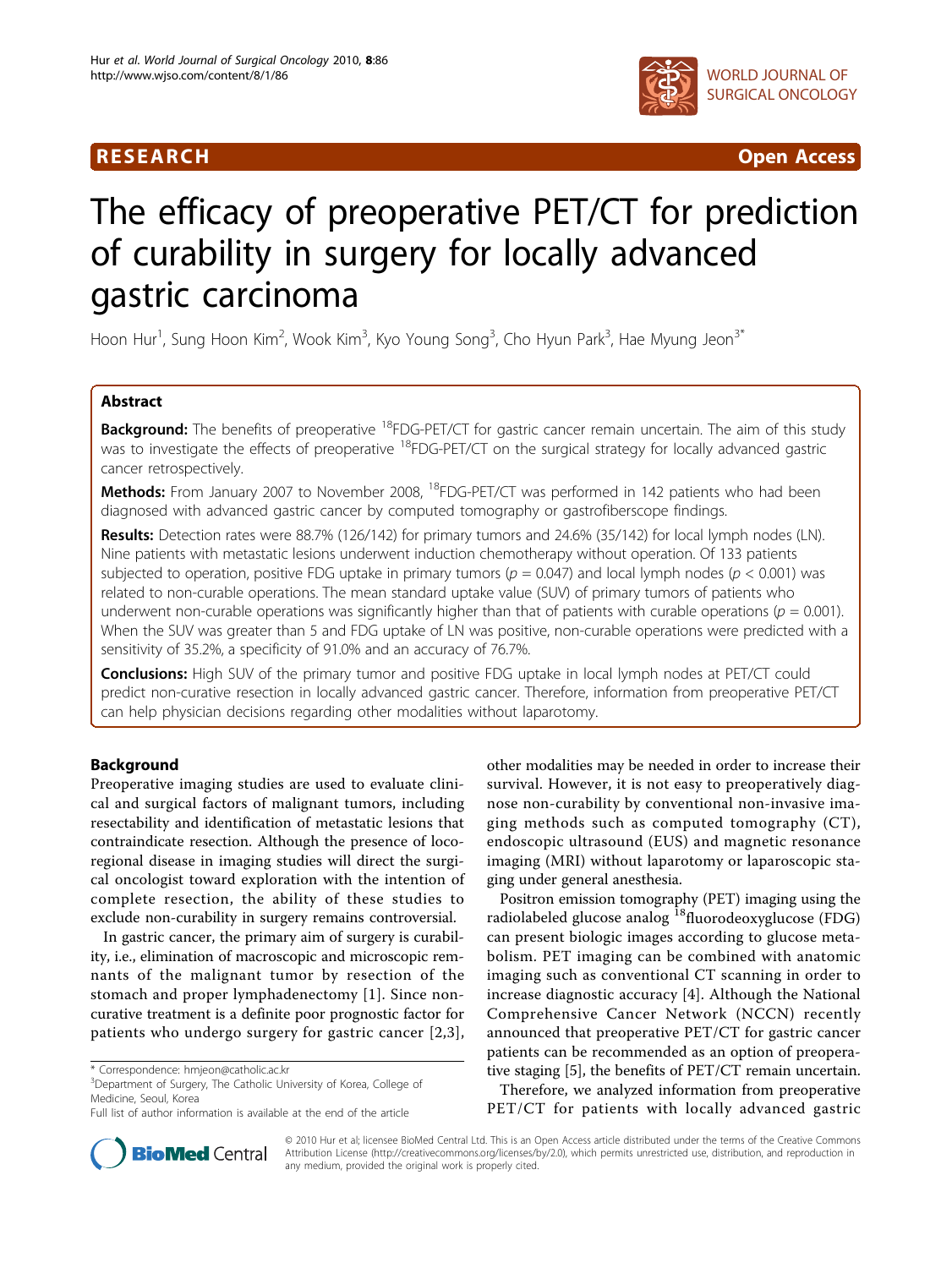RESEARCH **Open Access**

# The efficacy of preoperative PET/CT for prediction of curability in surgery for locally advanced gastric carcinoma

Hoon Hur[1], Sung Hoon Kim[2], Wook Kim[3], Kyo Young Song[3], Cho Hyun Park[3], Hae Myung Jeon[3*]

## Abstract

**Background:** The benefits of preoperative $^{18}$FDG-PET/CT for gastric cancer remain uncertain. The aim of this study was to investigate the effects of preoperative $^{18}$FDG-PET/CT on the surgical strategy for locally advanced gastric cancer retrospectively.

**Methods:** From January 2007 to November 2008, $^{18}$FDG-PET/CT was performed in 142 patients who had been diagnosed with advanced gastric cancer by computed tomography or gastrofiberscope findings.

**Results:** Detection rates were 88.7% (126/142) for primary tumors and 24.6% (35/142) for local lymph nodes (LN). Nine patients with metastatic lesions underwent induction chemotherapy without operation. Of 133 patients subjected to operation, positive FDG uptake in primary tumors ($p = 0.047$) and local lymph nodes ($p < 0.001$) was related to non-curable operations. The mean standard uptake value (SUV) of primary tumors of patients who underwent non-curable operations was significantly higher than that of patients with curable operations ($p = 0.001$). When the SUV was greater than 5 and FDG uptake of LN was positive, non-curable operations were predicted with a sensitivity of 35.2%, a specificity of 91.0% and an accuracy of 76.7%.

**Conclusions:** High SUV of the primary tumor and positive FDG uptake in local lymph nodes at PET/CT could predict non-curative resection in locally advanced gastric cancer. Therefore, information from preoperative PET/CT can help physician decisions regarding other modalities without laparotomy.

## Background

Preoperative imaging studies are used to evaluate clinical and surgical factors of malignant tumors, including resectability and identification of metastatic lesions that contraindicate resection. Although the presence of locoregional disease in imaging studies will direct the surgical oncologist toward exploration with the intention of complete resection, the ability of these studies to exclude non-curability in surgery remains controversial.

In gastric cancer, the primary aim of surgery is curability, i.e., elimination of macroscopic and microscopic remnants of the malignant tumor by resection of the stomach and proper lymphadenectomy [1]. Since non-curative treatment is a definite poor prognostic factor for patients who undergo surgery for gastric cancer [2,3], other modalities may be needed in order to increase their survival. However, it is not easy to preoperatively diagnose non-curability by conventional non-invasive imaging methods such as computed tomography (CT), endoscopic ultrasound (EUS) and magnetic resonance imaging (MRI) without laparotomy or laparoscopic staging under general anesthesia.

Positron emission tomography (PET) imaging using the radiolabeled glucose analog $^{18}$fluorodeoxyglucose (FDG) can present biologic images according to glucose metabolism. PET imaging can be combined with anatomic imaging such as conventional CT scanning in order to increase diagnostic accuracy [4]. Although the National Comprehensive Cancer Network (NCCN) recently announced that preoperative PET/CT for gastric cancer patients can be recommended as an option of preoperative staging [5], the benefits of PET/CT remain uncertain.

Therefore, we analyzed information from preoperative PET/CT for patients with locally advanced gastric

\* Correspondence: hmjeon@catholic.ac.kr
[3]Department of Surgery, The Catholic University of Korea, College of Medicine, Seoul, Korea
Full list of author information is available at the end of the article

© 2010 Hur et al; licensee BioMed Central Ltd. This is an Open Access article distributed under the terms of the Creative Commons Attribution License (http://creativecommons.org/licenses/by/2.0), which permits unrestricted use, distribution, and reproduction in any medium, provided the original work is properly cited.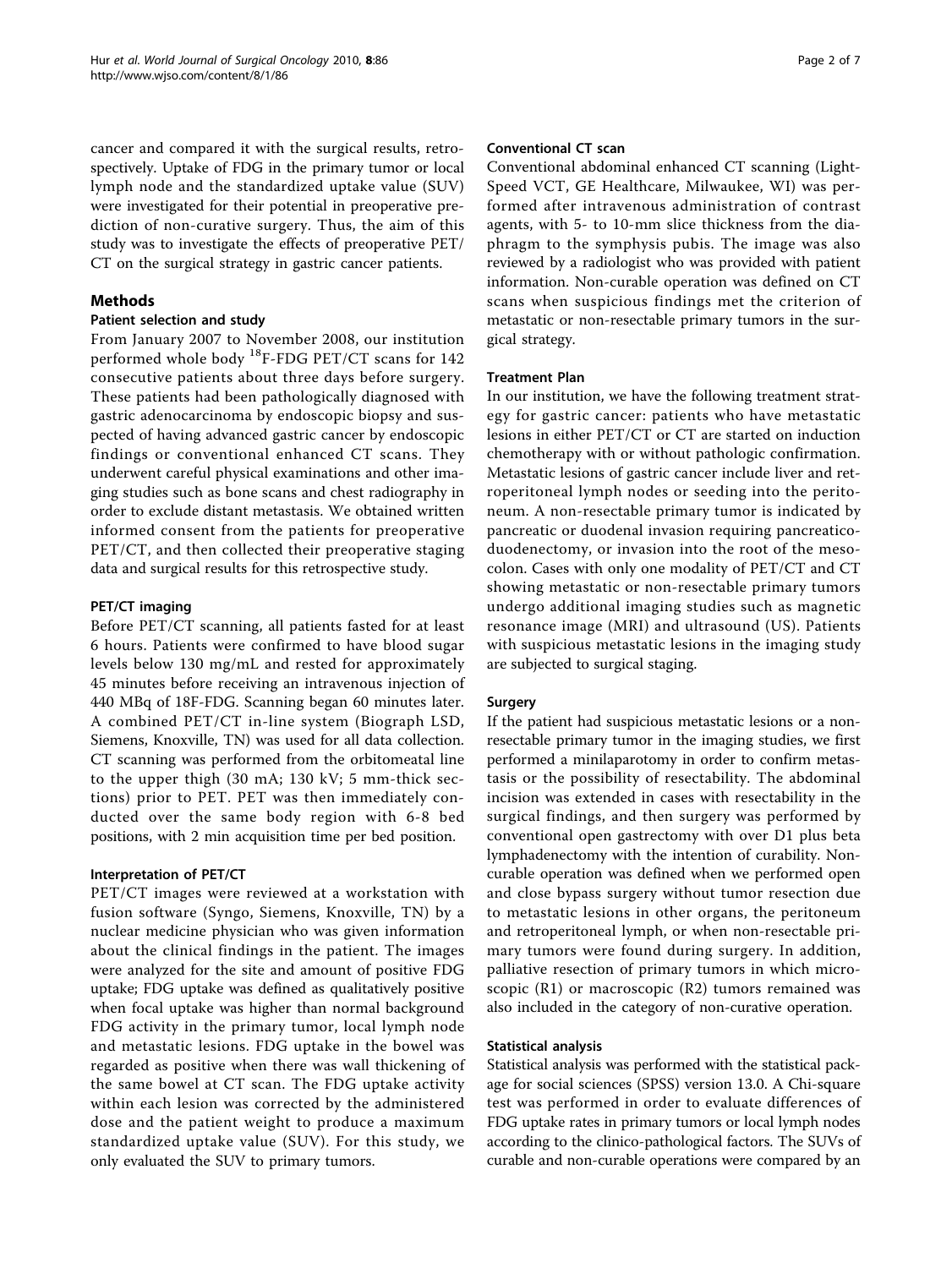cancer and compared it with the surgical results, retrospectively. Uptake of FDG in the primary tumor or local lymph node and the standardized uptake value (SUV) were investigated for their potential in preoperative prediction of non-curative surgery. Thus, the aim of this study was to investigate the effects of preoperative PET/CT on the surgical strategy in gastric cancer patients.

## Methods

### Patient selection and study

From January 2007 to November 2008, our institution performed whole body $^{18}$F-FDG PET/CT scans for 142 consecutive patients about three days before surgery. These patients had been pathologically diagnosed with gastric adenocarcinoma by endoscopic biopsy and suspected of having advanced gastric cancer by endoscopic findings or conventional enhanced CT scans. They underwent careful physical examinations and other imaging studies such as bone scans and chest radiography in order to exclude distant metastasis. We obtained written informed consent from the patients for preoperative PET/CT, and then collected their preoperative staging data and surgical results for this retrospective study.

### PET/CT imaging

Before PET/CT scanning, all patients fasted for at least 6 hours. Patients were confirmed to have blood sugar levels below 130 mg/mL and rested for approximately 45 minutes before receiving an intravenous injection of 440 MBq of 18F-FDG. Scanning began 60 minutes later. A combined PET/CT in-line system (Biograph LSD, Siemens, Knoxville, TN) was used for all data collection. CT scanning was performed from the orbitomeatal line to the upper thigh (30 mA; 130 kV; 5 mm-thick sections) prior to PET. PET was then immediately conducted over the same body region with 6-8 bed positions, with 2 min acquisition time per bed position.

### Interpretation of PET/CT

PET/CT images were reviewed at a workstation with fusion software (Syngo, Siemens, Knoxville, TN) by a nuclear medicine physician who was given information about the clinical findings in the patient. The images were analyzed for the site and amount of positive FDG uptake; FDG uptake was defined as qualitatively positive when focal uptake was higher than normal background FDG activity in the primary tumor, local lymph node and metastatic lesions. FDG uptake in the bowel was regarded as positive when there was wall thickening of the same bowel at CT scan. The FDG uptake activity within each lesion was corrected by the administered dose and the patient weight to produce a maximum standardized uptake value (SUV). For this study, we only evaluated the SUV to primary tumors.

### Conventional CT scan

Conventional abdominal enhanced CT scanning (LightSpeed VCT, GE Healthcare, Milwaukee, WI) was performed after intravenous administration of contrast agents, with 5- to 10-mm slice thickness from the diaphragm to the symphysis pubis. The image was also reviewed by a radiologist who was provided with patient information. Non-curable operation was defined on CT scans when suspicious findings met the criterion of metastatic or non-resectable primary tumors in the surgical strategy.

### Treatment Plan

In our institution, we have the following treatment strategy for gastric cancer: patients who have metastatic lesions in either PET/CT or CT are started on induction chemotherapy with or without pathologic confirmation. Metastatic lesions of gastric cancer include liver and retroperitoneal lymph nodes or seeding into the peritoneum. A non-resectable primary tumor is indicated by pancreatic or duodenal invasion requiring pancreaticoduodenectomy, or invasion into the root of the mesocolon. Cases with only one modality of PET/CT and CT showing metastatic or non-resectable primary tumors undergo additional imaging studies such as magnetic resonance image (MRI) and ultrasound (US). Patients with suspicious metastatic lesions in the imaging study are subjected to surgical staging.

### Surgery

If the patient had suspicious metastatic lesions or a non-resectable primary tumor in the imaging studies, we first performed a minilaparotomy in order to confirm metastasis or the possibility of resectability. The abdominal incision was extended in cases with resectability in the surgical findings, and then surgery was performed by conventional open gastrectomy with over D1 plus beta lymphadenectomy with the intention of curability. Non-curable operation was defined when we performed open and close bypass surgery without tumor resection due to metastatic lesions in other organs, the peritoneum and retroperitoneal lymph, or when non-resectable primary tumors were found during surgery. In addition, palliative resection of primary tumors in which microscopic (R1) or macroscopic (R2) tumors remained was also included in the category of non-curative operation.

### Statistical analysis

Statistical analysis was performed with the statistical package for social sciences (SPSS) version 13.0. A Chi-square test was performed in order to evaluate differences of FDG uptake rates in primary tumors or local lymph nodes according to the clinico-pathological factors. The SUVs of curable and non-curable operations were compared by an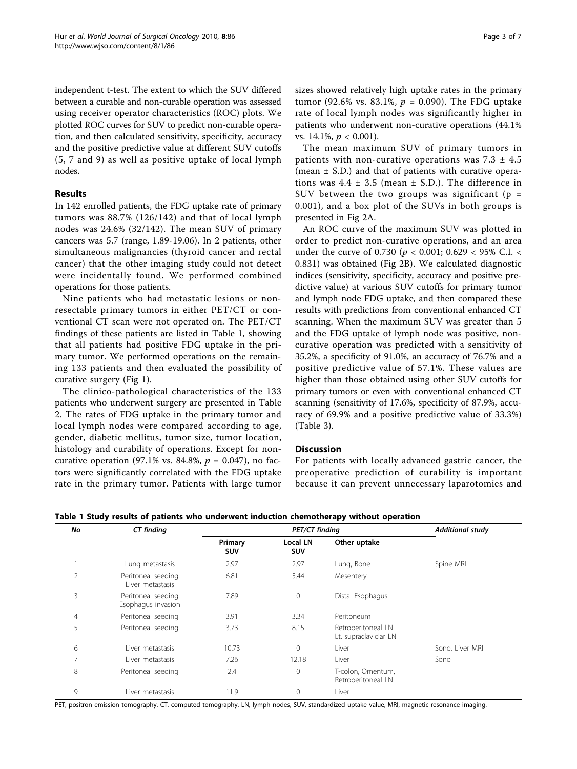independent t-test. The extent to which the SUV differed between a curable and non-curable operation was assessed using receiver operator characteristics (ROC) plots. We plotted ROC curves for SUV to predict non-curable operation, and then calculated sensitivity, specificity, accuracy and the positive predictive value at different SUV cutoffs (5, 7 and 9) as well as positive uptake of local lymph nodes.

## Results

In 142 enrolled patients, the FDG uptake rate of primary tumors was 88.7% (126/142) and that of local lymph nodes was 24.6% (32/142). The mean SUV of primary cancers was 5.7 (range, 1.89-19.06). In 2 patients, other simultaneous malignancies (thyroid cancer and rectal cancer) that the other imaging study could not detect were incidentally found. We performed combined operations for those patients.

Nine patients who had metastatic lesions or non-resectable primary tumors in either PET/CT or conventional CT scan were not operated on. The PET/CT findings of these patients are listed in Table 1, showing that all patients had positive FDG uptake in the primary tumor. We performed operations on the remaining 133 patients and then evaluated the possibility of curative surgery (Fig 1).

The clinico-pathological characteristics of the 133 patients who underwent surgery are presented in Table 2. The rates of FDG uptake in the primary tumor and local lymph nodes were compared according to age, gender, diabetic mellitus, tumor size, tumor location, histology and curability of operations. Except for non-curative operation (97.1% vs. 84.8%, $p = 0.047$), no factors were significantly correlated with the FDG uptake rate in the primary tumor. Patients with large tumor sizes showed relatively high uptake rates in the primary tumor (92.6% vs. 83.1%, $p = 0.090$). The FDG uptake rate of local lymph nodes was significantly higher in patients who underwent non-curative operations (44.1% vs. 14.1%, $p < 0.001$).

The mean maximum SUV of primary tumors in patients with non-curative operations was 7.3 ± 4.5 (mean ± S.D.) and that of patients with curative operations was 4.4 ± 3.5 (mean ± S.D.). The difference in SUV between the two groups was significant ($p = 0.001$), and a box plot of the SUVs in both groups is presented in Fig 2A.

An ROC curve of the maximum SUV was plotted in order to predict non-curative operations, and an area under the curve of 0.730 ($p < 0.001$; 0.629 < 95% C.I. < 0.831) was obtained (Fig 2B). We calculated diagnostic indices (sensitivity, specificity, accuracy and positive predictive value) at various SUV cutoffs for primary tumor and lymph node FDG uptake, and then compared these results with predictions from conventional enhanced CT scanning. When the maximum SUV was greater than 5 and the FDG uptake of lymph node was positive, non-curative operation was predicted with a sensitivity of 35.2%, a specificity of 91.0%, an accuracy of 76.7% and a positive predictive value of 57.1%. These values are higher than those obtained using other SUV cutoffs for primary tumors or even with conventional enhanced CT scanning (sensitivity of 17.6%, specificity of 87.9%, accuracy of 69.9% and a positive predictive value of 33.3%) (Table 3).

## Discussion

For patients with locally advanced gastric cancer, the preoperative prediction of curability is important because it can prevent unnecessary laparotomies and

**Table 1 Study results of patients who underwent induction chemotherapy without operation**

| No | CT finding | PET/CT finding | | | Additional study |
|---|---|---|---|---|---|
| | | Primary SUV | Local LN SUV | Other uptake | |
| 1 | Lung metastasis | 2.97 | 2.97 | Lung, Bone | Spine MRI |
| 2 | Peritoneal seeding Liver metastasis | 6.81 | 5.44 | Mesentery | |
| 3 | Peritoneal seeding Esophagus invasion | 7.89 | 0 | Distal Esophagus | |
| 4 | Peritoneal seeding | 3.91 | 3.34 | Peritoneum | |
| 5 | Peritoneal seeding | 3.73 | 8.15 | Retroperitoneal LN Lt. supraclavicular LN | |
| 6 | Liver metastasis | 10.73 | 0 | Liver | Sono, Liver MRI |
| 7 | Liver metastasis | 7.26 | 12.18 | Liver | Sono |
| 8 | Peritoneal seeding | 2.4 | 0 | T-colon, Omentum, Retroperitoneal LN | |
| 9 | Liver metastasis | 11.9 | 0 | Liver | |

PET, positron emission tomography, CT, computed tomography, LN, lymph nodes, SUV, standardized uptake value, MRI, magnetic resonance imaging.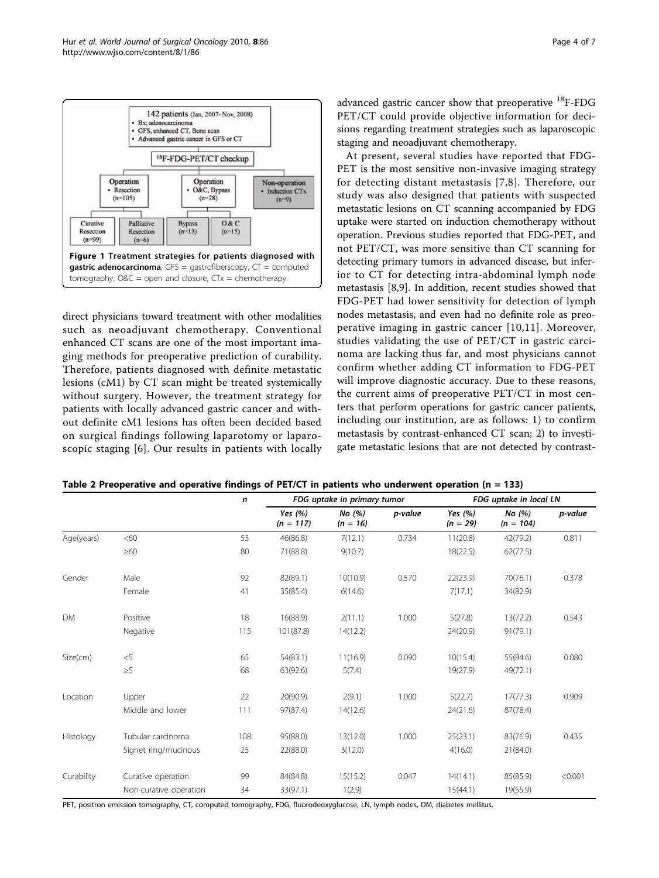142 patients (Jan, 2007- Nov, 2008)
- Bx; adenocarcinoma
- GFS, enhanced CT, Bone scan
- Advanced gastric cancer in GFS or CT

$^{18}$F-FDG-PET/CT checkup

Operation
- Resection (n=105)

Operation
- O&C, Bypass (n=28)

Non-operation
- Induction CTx (n=9)

Curative Resection (n=99) | Palliative Resection (n=6) | Bypass (n=13) | O & C (n=15)

**Figure 1 Treatment strategies for patients diagnosed with gastric adenocarcinoma**. GFS = gastrofiberscopy, CT = computed tomography, O&C = open and closure, CTx = chemotherapy.

direct physicians toward treatment with other modalities such as neoadjuvant chemotherapy. Conventional enhanced CT scans are one of the most important imaging methods for preoperative prediction of curability. Therefore, patients diagnosed with definite metastatic lesions (cM1) by CT scan might be treated systemically without surgery. However, the treatment strategy for patients with locally advanced gastric cancer and without definite cM1 lesions has often been decided based on surgical findings following laparotomy or laparoscopic staging [6]. Our results in patients with locally advanced gastric cancer show that preoperative $^{18}$F-FDG PET/CT could provide objective information for decisions regarding treatment strategies such as laparoscopic staging and neoadjuvant chemotherapy.

At present, several studies have reported that FDG-PET is the most sensitive non-invasive imaging strategy for detecting distant metastasis [7,8]. Therefore, our study was also designed that patients with suspected metastatic lesions on CT scanning accompanied by FDG uptake were started on induction chemotherapy without operation. Previous studies reported that FDG-PET, and not PET/CT, was more sensitive than CT scanning for detecting primary tumors in advanced disease, but inferior to CT for detecting intra-abdominal lymph node metastasis [8,9]. In addition, recent studies showed that FDG-PET had lower sensitivity for detection of lymph nodes metastasis, and even had no definite role as preoperative imaging in gastric cancer [10,11]. Moreover, studies validating the use of PET/CT in gastric carcinoma are lacking thus far, and most physicians cannot confirm whether adding CT information to FDG-PET will improve diagnostic accuracy. Due to these reasons, the current aims of preoperative PET/CT in most centers that perform operations for gastric cancer patients, including our institution, are as follows: 1) to confirm metastasis by contrast-enhanced CT scan; 2) to investigate metastatic lesions that are not detected by contrast-

**Table 2 Preoperative and operative findings of PET/CT in patients who underwent operation (n = 133)**

| | | *n* | *FDG uptake in primary tumor* | | | *FDG uptake in local LN* | | |
|---|---|---|---|---|---|---|---|---|
| | | | *Yes (%) (n = 117)* | *No (%) (n = 16)* | *p-value* | *Yes (%) (n = 29)* | *No (%) (n = 104)* | *p-value* |
| Age(years) | <60 | 53 | 46(86.8) | 7(12.1) | 0.734 | 11(20.8) | 42(79.2) | 0.811 |
| | ≥60 | 80 | 71(88.8) | 9(10.7) | | 18(22.5) | 62(77.5) | |
| Gender | Male | 92 | 82(89.1) | 10(10.9) | 0.570 | 22(23.9) | 70(76.1) | 0.378 |
| | Female | 41 | 35(85.4) | 6(14.6) | | 7(17.1) | 34(82.9) | |
| DM | Positive | 18 | 16(88.9) | 2(11.1) | 1.000 | 5(27.8) | 13(72.2) | 0.543 |
| | Negative | 115 | 101(87.8) | 14(12.2) | | 24(20.9) | 91(79.1) | |
| Size(cm) | <5 | 65 | 54(83.1) | 11(16.9) | 0.090 | 10(15.4) | 55(84.6) | 0.080 |
| | ≥5 | 68 | 63(92.6) | 5(7.4) | | 19(27.9) | 49(72.1) | |
| Location | Upper | 22 | 20(90.9) | 2(9.1) | 1.000 | 5(22.7) | 17(77.3) | 0.909 |
| | Middle and lower | 111 | 97(87.4) | 14(12.6) | | 24(21.6) | 87(78.4) | |
| Histology | Tubular carcinoma | 108 | 95(88.0) | 13(12.0) | 1.000 | 25(23.1) | 83(76.9) | 0.435 |
| | Signet ring/mucinous | 25 | 22(88.0) | 3(12.0) | | 4(16.0) | 21(84.0) | |
| Curability | Curative operation | 99 | 84(84.8) | 15(15.2) | 0.047 | 14(14.1) | 85(85.9) | <0.001 |
| | Non-curative operation | 34 | 33(97.1) | 1(2.9) | | 15(44.1) | 19(55.9) | |

PET, positron emission tomography, CT, computed tomography, FDG, fluorodeoxyglucose, LN, lymph nodes, DM, diabetes mellitus.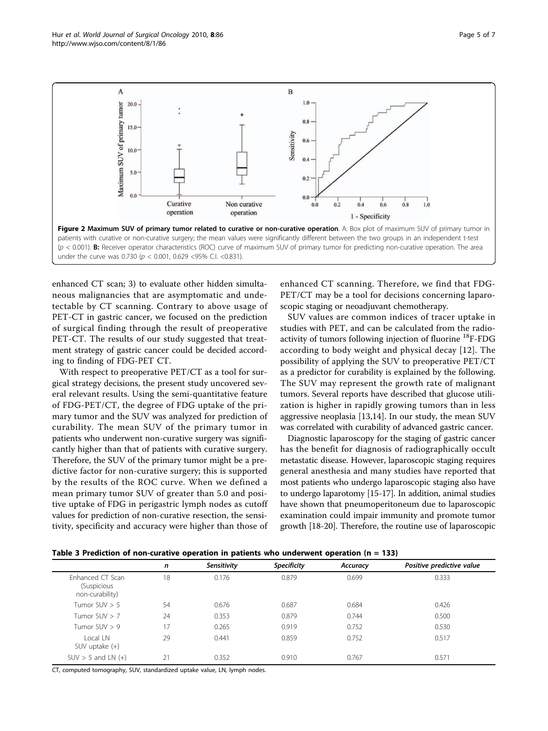A

Maximum SUV of primary tumor

20.0

15.0

10.0

5.0

0.0

Curative operation

Non curative operation

B

Sensitivity

1.0

0.8

0.6

0.4

0.2

0.0

0.0 0.2 0.4 0.6 0.8 1.0

1 - Specificity

**Figure 2 Maximum SUV of primary tumor related to curative or non-curative operation**. A: Box plot of maximum SUV of primary tumor in patients with curative or non-curative surgery; the mean values were significantly different between the two groups in an independent t-test ($p < 0.001$). **B:** Receiver operator characteristics (ROC) curve of maximum SUV of primary tumor for predicting non-curative operation. The area under the curve was 0.730 ($p < 0.001$, 0.629 <95% C.I. <0.831).

enhanced CT scan; 3) to evaluate other hidden simultaneous malignancies that are asymptomatic and undetectable by CT scanning. Contrary to above usage of PET-CT in gastric cancer, we focused on the prediction of surgical finding through the result of preoperative PET-CT. The results of our study suggested that treatment strategy of gastric cancer could be decided according to finding of FDG-PET CT.

With respect to preoperative PET/CT as a tool for surgical strategy decisions, the present study uncovered several relevant results. Using the semi-quantitative feature of FDG-PET/CT, the degree of FDG uptake of the primary tumor and the SUV was analyzed for prediction of curability. The mean SUV of the primary tumor in patients who underwent non-curative surgery was significantly higher than that of patients with curative surgery. Therefore, the SUV of the primary tumor might be a predictive factor for non-curative surgery; this is supported by the results of the ROC curve. When we defined a mean primary tumor SUV of greater than 5.0 and positive uptake of FDG in perigastric lymph nodes as cutoff values for prediction of non-curative resection, the sensitivity, specificity and accuracy were higher than those of enhanced CT scanning. Therefore, we find that FDG-PET/CT may be a tool for decisions concerning laparoscopic staging or neoadjuvant chemotherapy.

SUV values are common indices of tracer uptake in studies with PET, and can be calculated from the radioactivity of tumors following injection of fluorine $^{18}$F-FDG according to body weight and physical decay [12]. The possibility of applying the SUV to preoperative PET/CT as a predictor for curability is explained by the following. The SUV may represent the growth rate of malignant tumors. Several reports have described that glucose utilization is higher in rapidly growing tumors than in less aggressive neoplasia [13,14]. In our study, the mean SUV was correlated with curability of advanced gastric cancer.

Diagnostic laparoscopy for the staging of gastric cancer has the benefit for diagnosis of radiographically occult metastatic disease. However, laparoscopic staging requires general anesthesia and many studies have reported that most patients who undergo laparoscopic staging also have to undergo laparotomy [15-17]. In addition, animal studies have shown that pneumoperitoneum due to laparoscopic examination could impair immunity and promote tumor growth [18-20]. Therefore, the routine use of laparoscopic

**Table 3 Prediction of non-curative operation in patients who underwent operation (n = 133)**

| | *n* | *Sensitivity* | *Specificity* | *Accuracy* | *Positive predictive value* |
|---|---|---|---|---|---|
| Enhanced CT Scan (Suspicious non-curability) | 18 | 0.176 | 0.879 | 0.699 | 0.333 |
| Tumor SUV > 5 | 54 | 0.676 | 0.687 | 0.684 | 0.426 |
| Tumor SUV > 7 | 24 | 0.353 | 0.879 | 0.744 | 0.500 |
| Tumor SUV > 9 | 17 | 0.265 | 0.919 | 0.752 | 0.530 |
| Local LN SUV uptake (+) | 29 | 0.441 | 0.859 | 0.752 | 0.517 |
| SUV > 5 and LN (+) | 21 | 0.352 | 0.910 | 0.767 | 0.571 |

CT, computed tomography, SUV, standardized uptake value, LN, lymph nodes.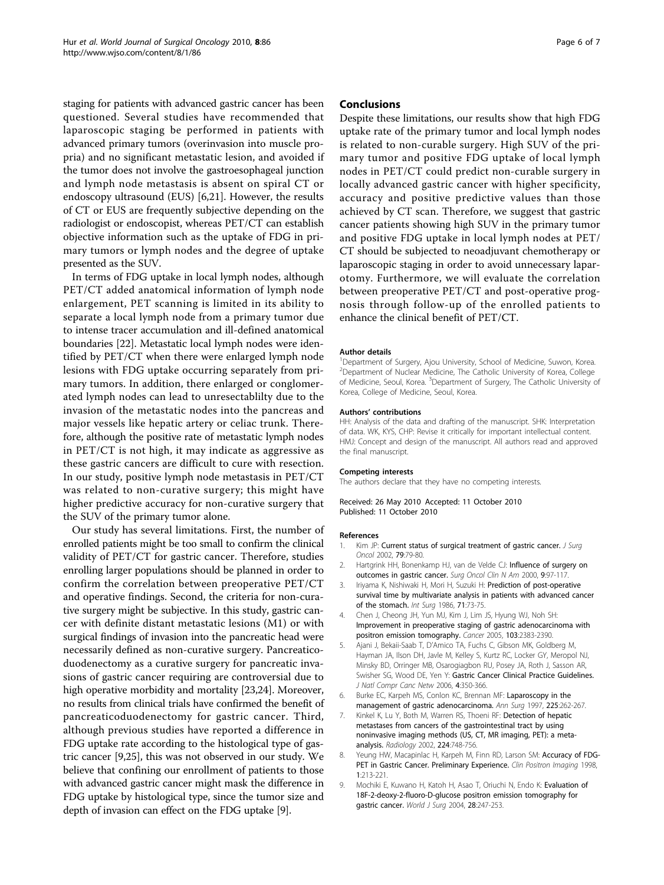staging for patients with advanced gastric cancer has been questioned. Several studies have recommended that laparoscopic staging be performed in patients with advanced primary tumors (overinvasion into muscle propria) and no significant metastatic lesion, and avoided if the tumor does not involve the gastroesophageal junction and lymph node metastasis is absent on spiral CT or endoscopy ultrasound (EUS) [6,21]. However, the results of CT or EUS are frequently subjective depending on the radiologist or endoscopist, whereas PET/CT can establish objective information such as the uptake of FDG in primary tumors or lymph nodes and the degree of uptake presented as the SUV.

In terms of FDG uptake in local lymph nodes, although PET/CT added anatomical information of lymph node enlargement, PET scanning is limited in its ability to separate a local lymph node from a primary tumor due to intense tracer accumulation and ill-defined anatomical boundaries [22]. Metastatic local lymph nodes were identified by PET/CT when there were enlarged lymph node lesions with FDG uptake occurring separately from primary tumors. In addition, there enlarged or conglomerated lymph nodes can lead to unresectablilty due to the invasion of the metastatic nodes into the pancreas and major vessels like hepatic artery or celiac trunk. Therefore, although the positive rate of metastatic lymph nodes in PET/CT is not high, it may indicate as aggressive as these gastric cancers are difficult to cure with resection. In our study, positive lymph node metastasis in PET/CT was related to non-curative surgery; this might have higher predictive accuracy for non-curative surgery that the SUV of the primary tumor alone.

Our study has several limitations. First, the number of enrolled patients might be too small to confirm the clinical validity of PET/CT for gastric cancer. Therefore, studies enrolling larger populations should be planned in order to confirm the correlation between preoperative PET/CT and operative findings. Second, the criteria for non-curative surgery might be subjective. In this study, gastric cancer with definite distant metastatic lesions (M1) or with surgical findings of invasion into the pancreatic head were necessarily defined as non-curative surgery. Pancreaticoduodenectomy as a curative surgery for pancreatic invasions of gastric cancer requiring are controversial due to high operative morbidity and mortality [23,24]. Moreover, no results from clinical trials have confirmed the benefit of pancreaticoduodenectomy for gastric cancer. Third, although previous studies have reported a difference in FDG uptake rate according to the histological type of gastric cancer [9,25], this was not observed in our study. We believe that confining our enrollment of patients to those with advanced gastric cancer might mask the difference in FDG uptake by histological type, since the tumor size and depth of invasion can effect on the FDG uptake [9].

## Conclusions

Despite these limitations, our results show that high FDG uptake rate of the primary tumor and local lymph nodes is related to non-curable surgery. High SUV of the primary tumor and positive FDG uptake of local lymph nodes in PET/CT could predict non-curable surgery in locally advanced gastric cancer with higher specificity, accuracy and positive predictive values than those achieved by CT scan. Therefore, we suggest that gastric cancer patients showing high SUV in the primary tumor and positive FDG uptake in local lymph nodes at PET/CT should be subjected to neoadjuvant chemotherapy or laparoscopic staging in order to avoid unnecessary laparotomy. Furthermore, we will evaluate the correlation between preoperative PET/CT and post-operative prognosis through follow-up of the enrolled patients to enhance the clinical benefit of PET/CT.

#### Author details

[1]Department of Surgery, Ajou University, School of Medicine, Suwon, Korea. [2]Department of Nuclear Medicine, The Catholic University of Korea, College of Medicine, Seoul, Korea. [3]Department of Surgery, The Catholic University of Korea, College of Medicine, Seoul, Korea.

#### Authors' contributions

HH: Analysis of the data and drafting of the manuscript. SHK: Interpretation of data. WK, KYS, CHP: Revise it critically for important intellectual content. HMJ: Concept and design of the manuscript. All authors read and approved the final manuscript.

#### Competing interests

The authors declare that they have no competing interests.

Received: 26 May 2010 Accepted: 11 October 2010
Published: 11 October 2010

#### References

1. Kim JP: **Current status of surgical treatment of gastric cancer.** *J Surg Oncol* 2002, **79**:79-80.
2. Hartgrink HH, Bonenkamp HJ, van de Velde CJ: **Influence of surgery on outcomes in gastric cancer.** *Surg Oncol Clin N Am* 2000, **9**:97-117.
3. Iriyama K, Nishiwaki H, Mori H, Suzuki H: **Prediction of post-operative survival time by multivariate analysis in patients with advanced cancer of the stomach.** *Int Surg* 1986, **71**:73-75.
4. Chen J, Cheong JH, Yun MJ, Kim J, Lim JS, Hyung WJ, Noh SH: **Improvement in preoperative staging of gastric adenocarcinoma with positron emission tomography.** *Cancer* 2005, **103**:2383-2390.
5. Ajani J, Bekaii-Saab T, D'Amico TA, Fuchs C, Gibson MK, Goldberg M, Hayman JA, Ilson DH, Javle M, Kelley S, Kurtz RC, Locker GY, Meropol NJ, Minsky BD, Orringer MB, Osarogiagbon RU, Posey JA, Roth J, Sasson AR, Swisher SG, Wood DE, Yen Y: **Gastric Cancer Clinical Practice Guidelines.** *J Natl Compr Canc Netw* 2006, **4**:350-366.
6. Burke EC, Karpeh MS, Conlon KC, Brennan MF: **Laparoscopy in the management of gastric adenocarcinoma.** *Ann Surg* 1997, **225**:262-267.
7. Kinkel K, Lu Y, Both M, Warren RS, Thoeni RF: **Detection of hepatic metastases from cancers of the gastrointestinal tract by using noninvasive imaging methods (US, CT, MR imaging, PET): a meta-analysis.** *Radiology* 2002, **224**:748-756.
8. Yeung HW, Macapinlac H, Karpeh M, Finn RD, Larson SM: **Accuracy of FDG-PET in Gastric Cancer. Preliminary Experience.** *Clin Positron Imaging* 1998, **1**:213-221.
9. Mochiki E, Kuwano H, Katoh H, Asao T, Oriuchi N, Endo K: **Evaluation of 18F-2-deoxy-2-fluoro-D-glucose positron emission tomography for gastric cancer.** *World J Surg* 2004, **28**:247-253.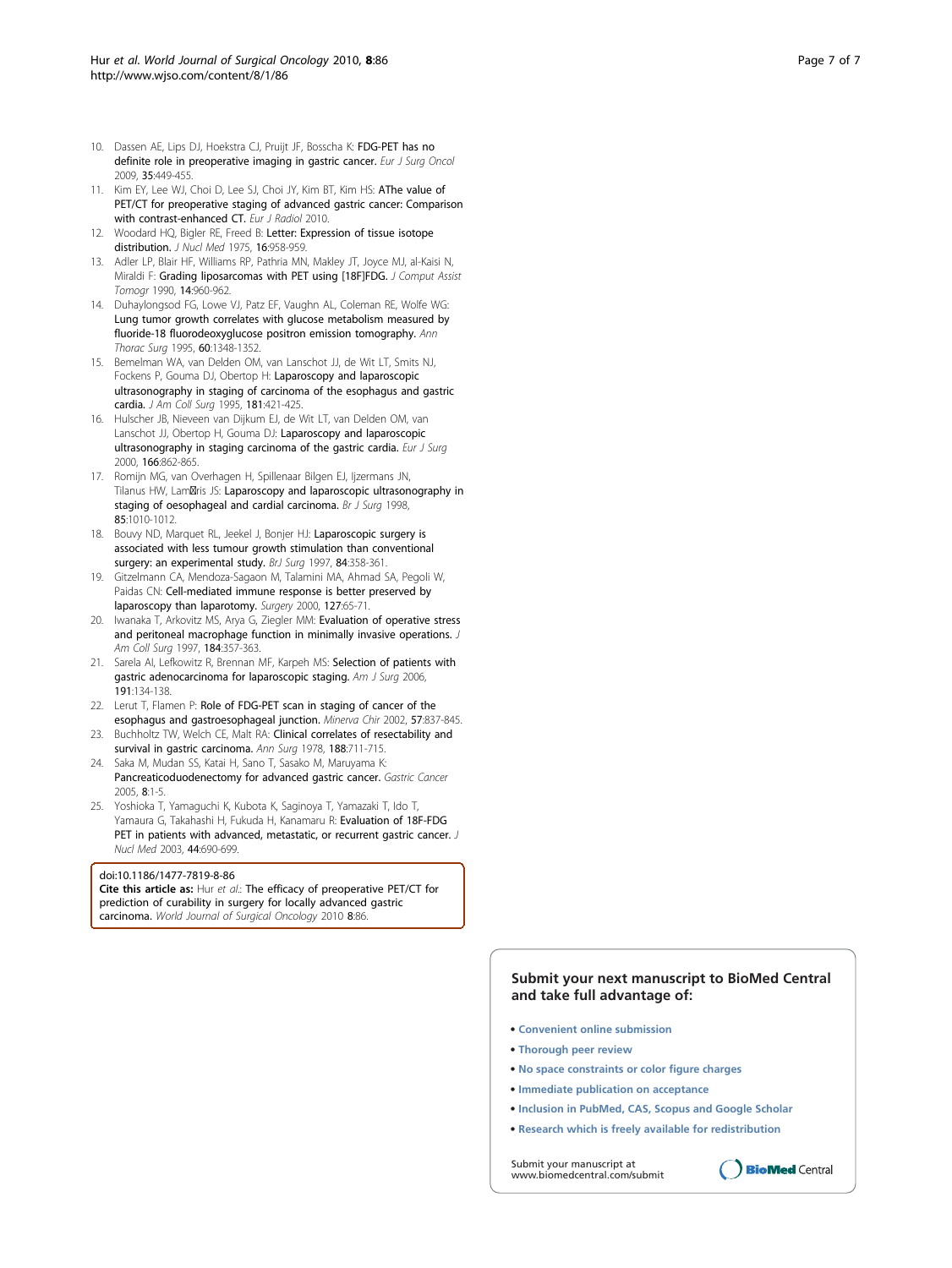10. Dassen AE, Lips DJ, Hoekstra CJ, Pruijt JF, Bosscha K: **FDG-PET has no definite role in preoperative imaging in gastric cancer.** *Eur J Surg Oncol* 2009, **35**:449-455.
11. Kim EY, Lee WJ, Choi D, Lee SJ, Choi JY, Kim BT, Kim HS: **AThe value of PET/CT for preoperative staging of advanced gastric cancer: Comparison with contrast-enhanced CT.** *Eur J Radiol* 2010.
12. Woodard HQ, Bigler RE, Freed B: **Letter: Expression of tissue isotope distribution.** *J Nucl Med* 1975, **16**:958-959.
13. Adler LP, Blair HF, Williams RP, Pathria MN, Makley JT, Joyce MJ, al-Kaisi N, Miraldi F: **Grading liposarcomas with PET using [18F]FDG.** *J Comput Assist Tomogr* 1990, **14**:960-962.
14. Duhaylongsod FG, Lowe VJ, Patz EF, Vaughn AL, Coleman RE, Wolfe WG: **Lung tumor growth correlates with glucose metabolism measured by fluoride-18 fluorodeoxyglucose positron emission tomography.** *Ann Thorac Surg* 1995, **60**:1348-1352.
15. Bemelman WA, van Delden OM, van Lanschot JJ, de Wit LT, Smits NJ, Fockens P, Gouma DJ, Obertop H: **Laparoscopy and laparoscopic ultrasonography in staging of carcinoma of the esophagus and gastric cardia.** *J Am Coll Surg* 1995, **181**:421-425.
16. Hulscher JB, Nieveen van Dijkum EJ, de Wit LT, van Delden OM, van Lanschot JJ, Obertop H, Gouma DJ: **Laparoscopy and laparoscopic ultrasonography in staging carcinoma of the gastric cardia.** *Eur J Surg* 2000, **166**:862-865.
17. Romijn MG, van Overhagen H, Spillenaar Bilgen EJ, Ijzermans JN, Tilanus HW, Lam�ris JS: **Laparoscopy and laparoscopic ultrasonography in staging of oesophageal and cardial carcinoma.** *Br J Surg* 1998, **85**:1010-1012.
18. Bouvy ND, Marquet RL, Jeekel J, Bonjer HJ: **Laparoscopic surgery is associated with less tumour growth stimulation than conventional surgery: an experimental study.** *BrJ Surg* 1997, **84**:358-361.
19. Gitzelmann CA, Mendoza-Sagaon M, Talamini MA, Ahmad SA, Pegoli W, Paidas CN: **Cell-mediated immune response is better preserved by laparoscopy than laparotomy.** *Surgery* 2000, **127**:65-71.
20. Iwanaka T, Arkovitz MS, Arya G, Ziegler MM: **Evaluation of operative stress and peritoneal macrophage function in minimally invasive operations.** *J Am Coll Surg* 1997, **184**:357-363.
21. Sarela AI, Lefkowitz R, Brennan MF, Karpeh MS: **Selection of patients with gastric adenocarcinoma for laparoscopic staging.** *Am J Surg* 2006, **191**:134-138.
22. Lerut T, Flamen P: **Role of FDG-PET scan in staging of cancer of the esophagus and gastroesophageal junction.** *Minerva Chir* 2002, **57**:837-845.
23. Buchholtz TW, Welch CE, Malt RA: **Clinical correlates of resectability and survival in gastric carcinoma.** *Ann Surg* 1978, **188**:711-715.
24. Saka M, Mudan SS, Katai H, Sano T, Sasako M, Maruyama K: **Pancreaticoduodenectomy for advanced gastric cancer.** *Gastric Cancer* 2005, **8**:1-5.
25. Yoshioka T, Yamaguchi K, Kubota K, Saginoya T, Yamazaki T, Ido T, Yamaura G, Takahashi H, Fukuda H, Kanamaru R: **Evaluation of 18F-FDG PET in patients with advanced, metastatic, or recurrent gastric cancer.** *J Nucl Med* 2003, **44**:690-699.

doi:10.1186/1477-7819-8-86

**Cite this article as:** Hur *et al.*: The efficacy of preoperative PET/CT for prediction of curability in surgery for locally advanced gastric carcinoma. *World Journal of Surgical Oncology* 2010 **8**:86.

**Submit your next manuscript to BioMed Central and take full advantage of:**

- Convenient online submission
- Thorough peer review
- No space constraints or color figure charges
- Immediate publication on acceptance
- Inclusion in PubMed, CAS, Scopus and Google Scholar
- Research which is freely available for redistribution

Submit your manuscript at www.biomedcentral.com/submit

BioMed Central